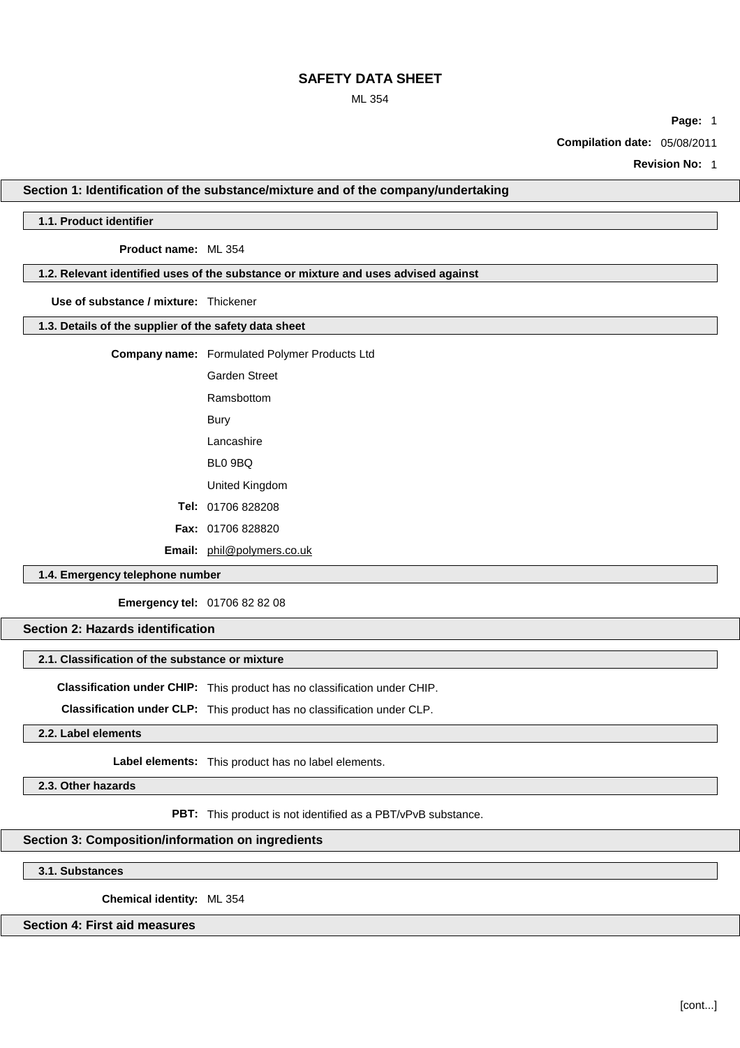# SAFETY DATA SHEET

ML 354

**Compilation date:** 05/08/2011

**Revision No:** 1

## Section 1: Identification of the substance/mixture and of the company/undertaking

### 1.1. Product identifier

**Product name:** ML 354

### 1.2. Relevant identified uses of the substance or mixture and uses advised against

**Use of substance / mixture:** Thickener

### 1.3. Details of the supplier of the safety data sheet

**Company name:** Formulated Polymer Products Ltd

Garden Street

Ramsbottom

Bury

Lancashire

BL0 9BQ

United Kingdom

**Tel:** 01706 828208

**Fax:** 01706 828820

**Email:** phil@polymers.co.uk

### 1.4. Emergency telephone number

**Emergency tel:** 01706 82 82 08

## Section 2: Hazards identification

### 2.1. Classification of the substance or mixture

**Classification under CHIP:** This product has no classification under CHIP.

**Classification under CLP:** This product has no classification under CLP.

### 2.2. Label elements

**Label elements:** This product has no label elements.

### 2.3. Other hazards

**PBT:** This product is not identified as a PBT/vPvB substance.

## Section 3: Composition/information on ingredients

### 3.1. Substances

**Chemical identity:** ML 354

## Section 4: First aid measures

[cont...]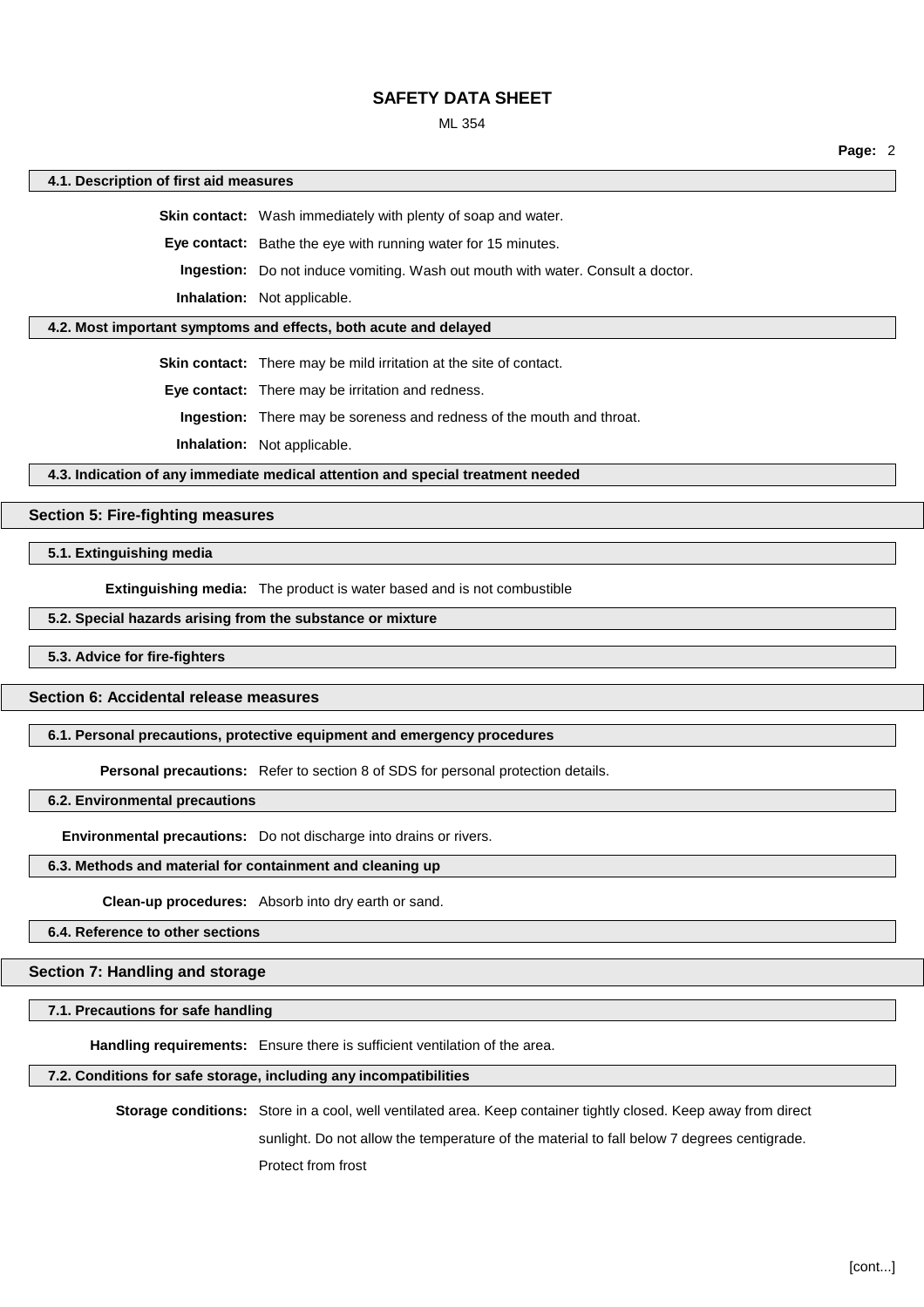### 4.1. Description of first aid measures

**Skin contact:** Wash immediately with plenty of soap and water.

**Eye contact:** Bathe the eye with running water for 15 minutes.

**Ingestion:** Do not induce vomiting. Wash out mouth with water. Consult a doctor.

**Inhalation:** Not applicable.

### 4.2. Most important symptoms and effects, both acute and delayed

**Skin contact:** There may be mild irritation at the site of contact.

**Eye contact:** There may be irritation and redness.

**Ingestion:** There may be soreness and redness of the mouth and throat.

**Inhalation:** Not applicable.

### 4.3. Indication of any immediate medical attention and special treatment needed

## Section 5: Fire-fighting measures

### 5.1. Extinguishing media

**Extinguishing media:** The product is water based and is not combustible

### 5.2. Special hazards arising from the substance or mixture

### 5.3. Advice for fire-fighters

## Section 6: Accidental release measures

### 6.1. Personal precautions, protective equipment and emergency procedures

**Personal precautions:** Refer to section 8 of SDS for personal protection details.

### 6.2. Environmental precautions

**Environmental precautions:** Do not discharge into drains or rivers.

### 6.3. Methods and material for containment and cleaning up

**Clean-up procedures:** Absorb into dry earth or sand.

### 6.4. Reference to other sections

## Section 7: Handling and storage

### 7.1. Precautions for safe handling

**Handling requirements:** Ensure there is sufficient ventilation of the area.

### 7.2. Conditions for safe storage, including any incompatibilities

**Storage conditions:** Store in a cool, well ventilated area. Keep container tightly closed. Keep away from direct sunlight. Do not allow the temperature of the material to fall below 7 degrees centigrade. Protect from frost

[cont...]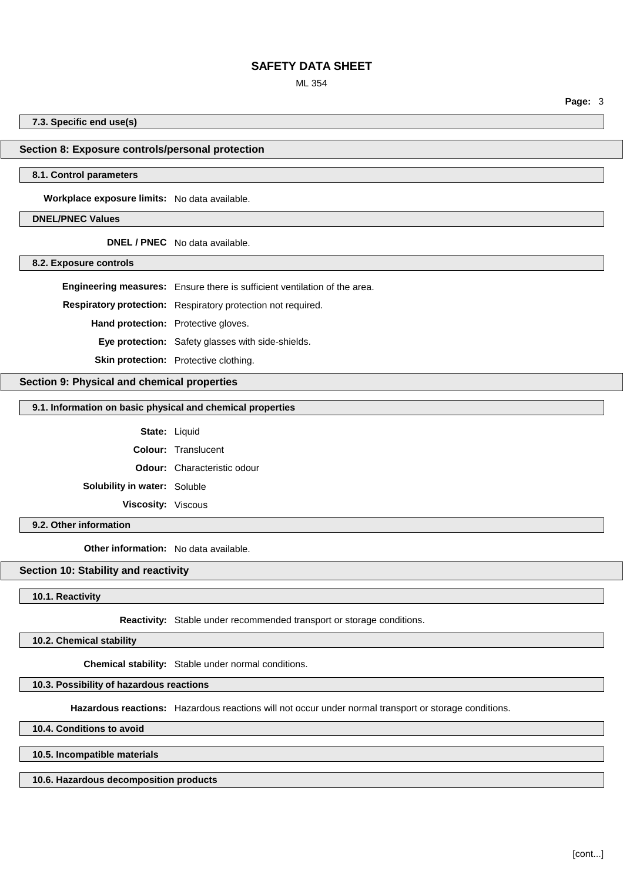### 7.3. Specific end use(s)

## Section 8: Exposure controls/personal protection

### 8.1. Control parameters

**Workplace exposure limits:** No data available.

### DNEL/PNEC Values

**DNEL / PNEC** No data available.

### 8.2. Exposure controls

**Engineering measures:** Ensure there is sufficient ventilation of the area.

**Respiratory protection:** Respiratory protection not required.

**Hand protection:** Protective gloves.

**Eye protection:** Safety glasses with side-shields.

**Skin protection:** Protective clothing.

## Section 9: Physical and chemical properties

### 9.1. Information on basic physical and chemical properties

**State:** Liquid

**Colour:** Translucent

**Odour:** Characteristic odour

**Solubility in water:** Soluble

**Viscosity:** Viscous

### 9.2. Other information

**Other information:** No data available.

## Section 10: Stability and reactivity

### 10.1. Reactivity

**Reactivity:** Stable under recommended transport or storage conditions.

### 10.2. Chemical stability

**Chemical stability:** Stable under normal conditions.

### 10.3. Possibility of hazardous reactions

**Hazardous reactions:** Hazardous reactions will not occur under normal transport or storage conditions.

### 10.4. Conditions to avoid

### 10.5. Incompatible materials

### 10.6. Hazardous decomposition products

[cont...]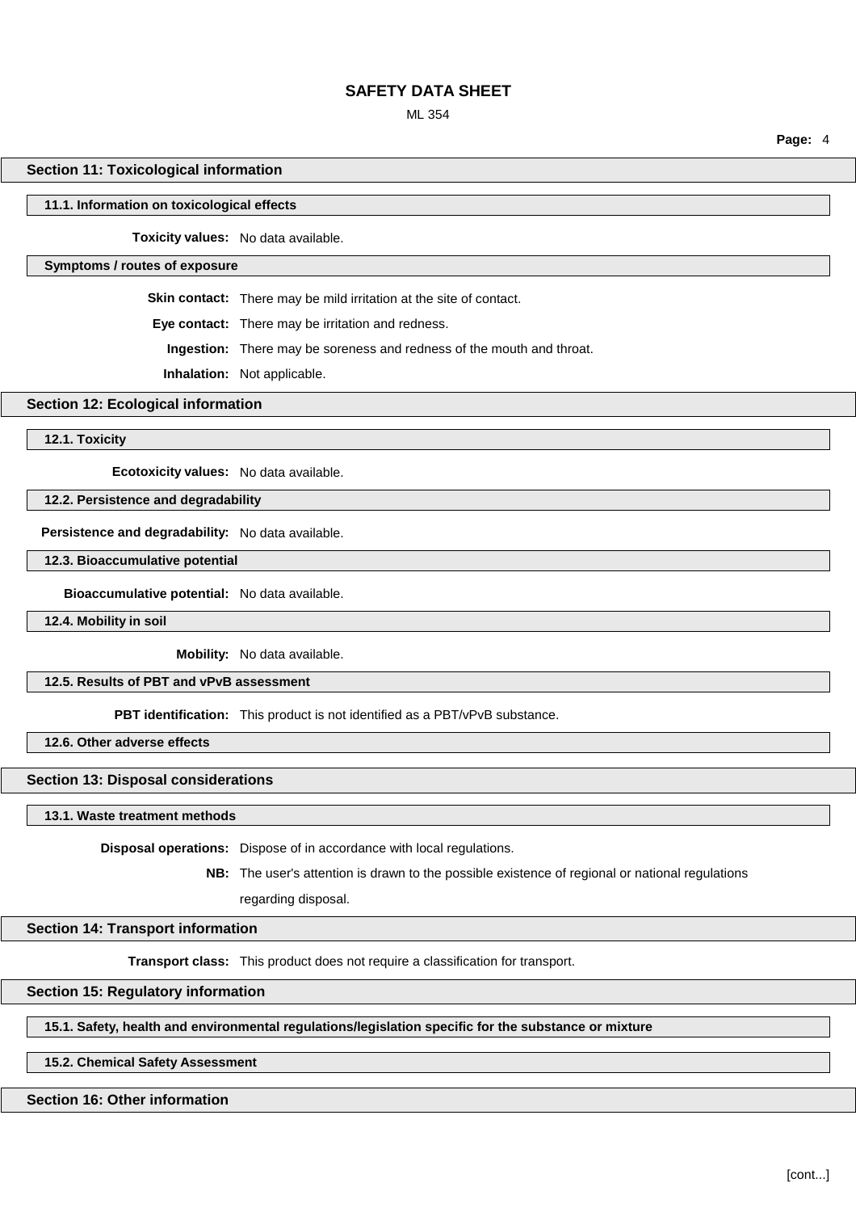## Section 11: Toxicological information

### 11.1. Information on toxicological effects

**Toxicity values:** No data available.

### Symptoms / routes of exposure

**Skin contact:** There may be mild irritation at the site of contact.

**Eye contact:** There may be irritation and redness.

**Ingestion:** There may be soreness and redness of the mouth and throat.

**Inhalation:** Not applicable.

## Section 12: Ecological information

### 12.1. Toxicity

**Ecotoxicity values:** No data available.

### 12.2. Persistence and degradability

**Persistence and degradability:** No data available.

### 12.3. Bioaccumulative potential

**Bioaccumulative potential:** No data available.

### 12.4. Mobility in soil

**Mobility:** No data available.

### 12.5. Results of PBT and vPvB assessment

**PBT identification:** This product is not identified as a PBT/vPvB substance.

### 12.6. Other adverse effects

## Section 13: Disposal considerations

### 13.1. Waste treatment methods

**Disposal operations:** Dispose of in accordance with local regulations.

**NB:** The user's attention is drawn to the possible existence of regional or national regulations regarding disposal.

## Section 14: Transport information

**Transport class:** This product does not require a classification for transport.

## Section 15: Regulatory information

### 15.1. Safety, health and environmental regulations/legislation specific for the substance or mixture

### 15.2. Chemical Safety Assessment

## Section 16: Other information

[cont...]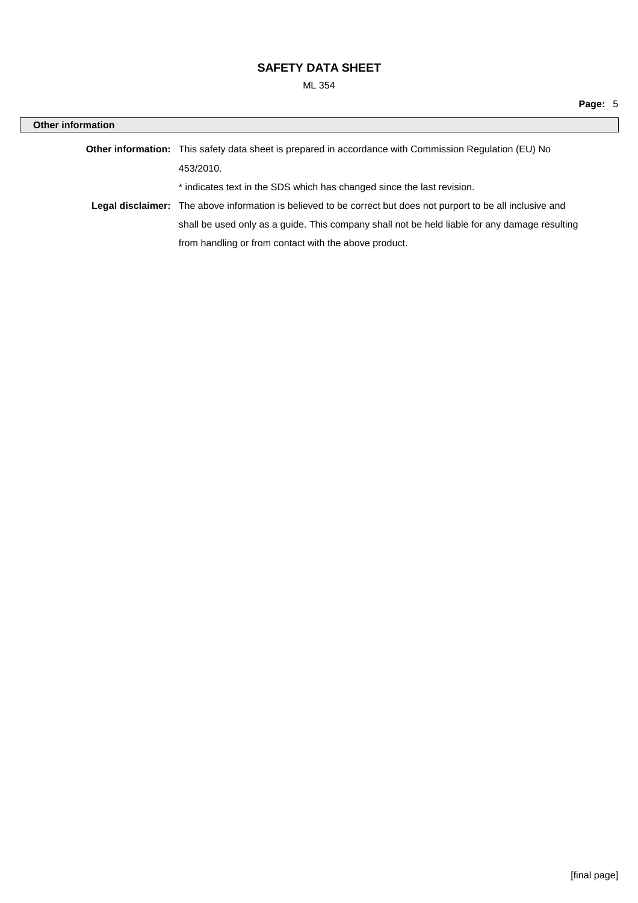## Other information

**Other information:** This safety data sheet is prepared in accordance with Commission Regulation (EU) No 453/2010.

* indicates text in the SDS which has changed since the last revision.

**Legal disclaimer:** The above information is believed to be correct but does not purport to be all inclusive and shall be used only as a guide. This company shall not be held liable for any damage resulting from handling or from contact with the above product.

[final page]